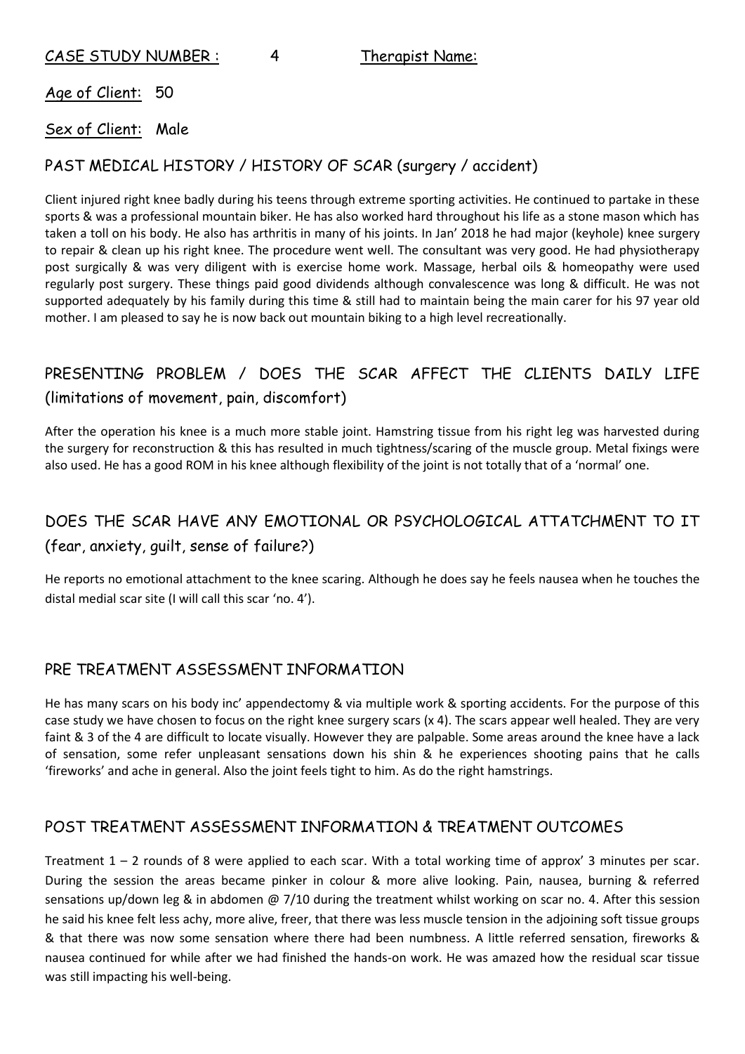CASE STUDY NUMBER : 4 Therapist Name:

Age of Client: 50

Sex of Client: Male

## PAST MEDICAL HISTORY / HISTORY OF SCAR (surgery / accident)

Client injured right knee badly during his teens through extreme sporting activities. He continued to partake in these sports & was a professional mountain biker. He has also worked hard throughout his life as a stone mason which has taken a toll on his body. He also has arthritis in many of his joints. In Jan' 2018 he had major (keyhole) knee surgery to repair & clean up his right knee. The procedure went well. The consultant was very good. He had physiotherapy post surgically & was very diligent with is exercise home work. Massage, herbal oils & homeopathy were used regularly post surgery. These things paid good dividends although convalescence was long & difficult. He was not supported adequately by his family during this time & still had to maintain being the main carer for his 97 year old mother. I am pleased to say he is now back out mountain biking to a high level recreationally.

## PRESENTING PROBLEM / DOES THE SCAR AFFECT THE CLIENTS DAILY LIFE (limitations of movement, pain, discomfort)

After the operation his knee is a much more stable joint. Hamstring tissue from his right leg was harvested during the surgery for reconstruction & this has resulted in much tightness/scaring of the muscle group. Metal fixings were also used. He has a good ROM in his knee although flexibility of the joint is not totally that of a 'normal' one.

## DOES THE SCAR HAVE ANY EMOTIONAL OR PSYCHOLOGICAL ATTATCHMENT TO IT (fear, anxiety, guilt, sense of failure?)

He reports no emotional attachment to the knee scaring. Although he does say he feels nausea when he touches the distal medial scar site (I will call this scar 'no. 4').

## PRE TREATMENT ASSESSMENT INFORMATION

He has many scars on his body inc' appendectomy & via multiple work & sporting accidents. For the purpose of this case study we have chosen to focus on the right knee surgery scars (x 4). The scars appear well healed. They are very faint & 3 of the 4 are difficult to locate visually. However they are palpable. Some areas around the knee have a lack of sensation, some refer unpleasant sensations down his shin & he experiences shooting pains that he calls 'fireworks' and ache in general. Also the joint feels tight to him. As do the right hamstrings.

## POST TREATMENT ASSESSMENT INFORMATION & TREATMENT OUTCOMES

Treatment 1 – 2 rounds of 8 were applied to each scar. With a total working time of approx' 3 minutes per scar. During the session the areas became pinker in colour & more alive looking. Pain, nausea, burning & referred sensations up/down leg & in abdomen @ 7/10 during the treatment whilst working on scar no. 4. After this session he said his knee felt less achy, more alive, freer, that there was less muscle tension in the adjoining soft tissue groups & that there was now some sensation where there had been numbness. A little referred sensation, fireworks & nausea continued for while after we had finished the hands-on work. He was amazed how the residual scar tissue was still impacting his well-being.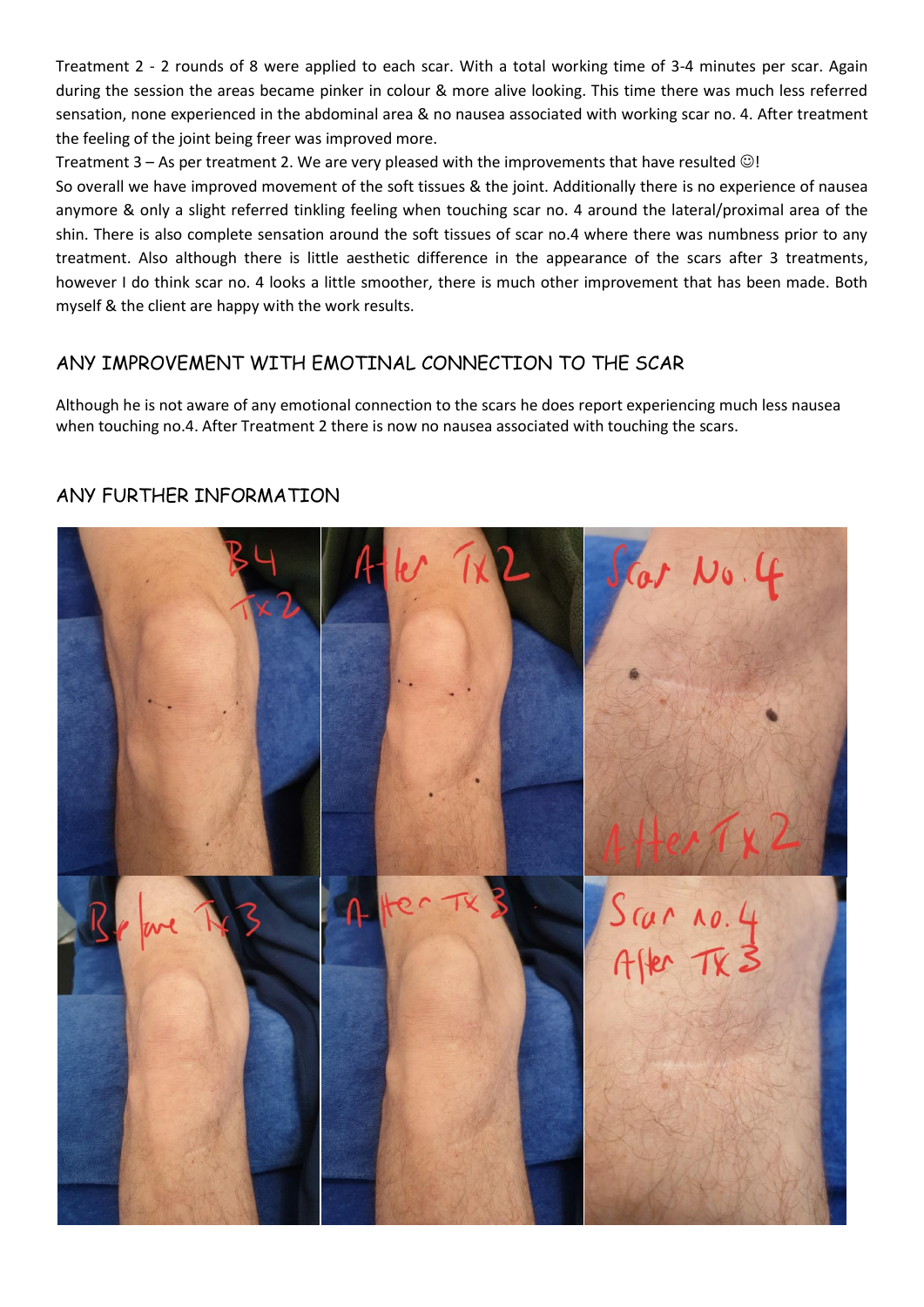Treatment 2 - 2 rounds of 8 were applied to each scar. With a total working time of 3-4 minutes per scar. Again during the session the areas became pinker in colour & more alive looking. This time there was much less referred sensation, none experienced in the abdominal area & no nausea associated with working scar no. 4. After treatment the feeling of the joint being freer was improved more.

Treatment 3 – As per treatment 2. We are very pleased with the improvements that have resulted ☺!

So overall we have improved movement of the soft tissues & the joint. Additionally there is no experience of nausea anymore & only a slight referred tinkling feeling when touching scar no. 4 around the lateral/proximal area of the shin. There is also complete sensation around the soft tissues of scar no.4 where there was numbness prior to any treatment. Also although there is little aesthetic difference in the appearance of the scars after 3 treatments, however I do think scar no. 4 looks a little smoother, there is much other improvement that has been made. Both myself & the client are happy with the work results.

## ANY IMPROVEMENT WITH EMOTINAL CONNECTION TO THE SCAR

Although he is not aware of any emotional connection to the scars he does report experiencing much less nausea when touching no.4. After Treatment 2 there is now no nausea associated with touching the scars.

## ANY FURTHER INFORMATION